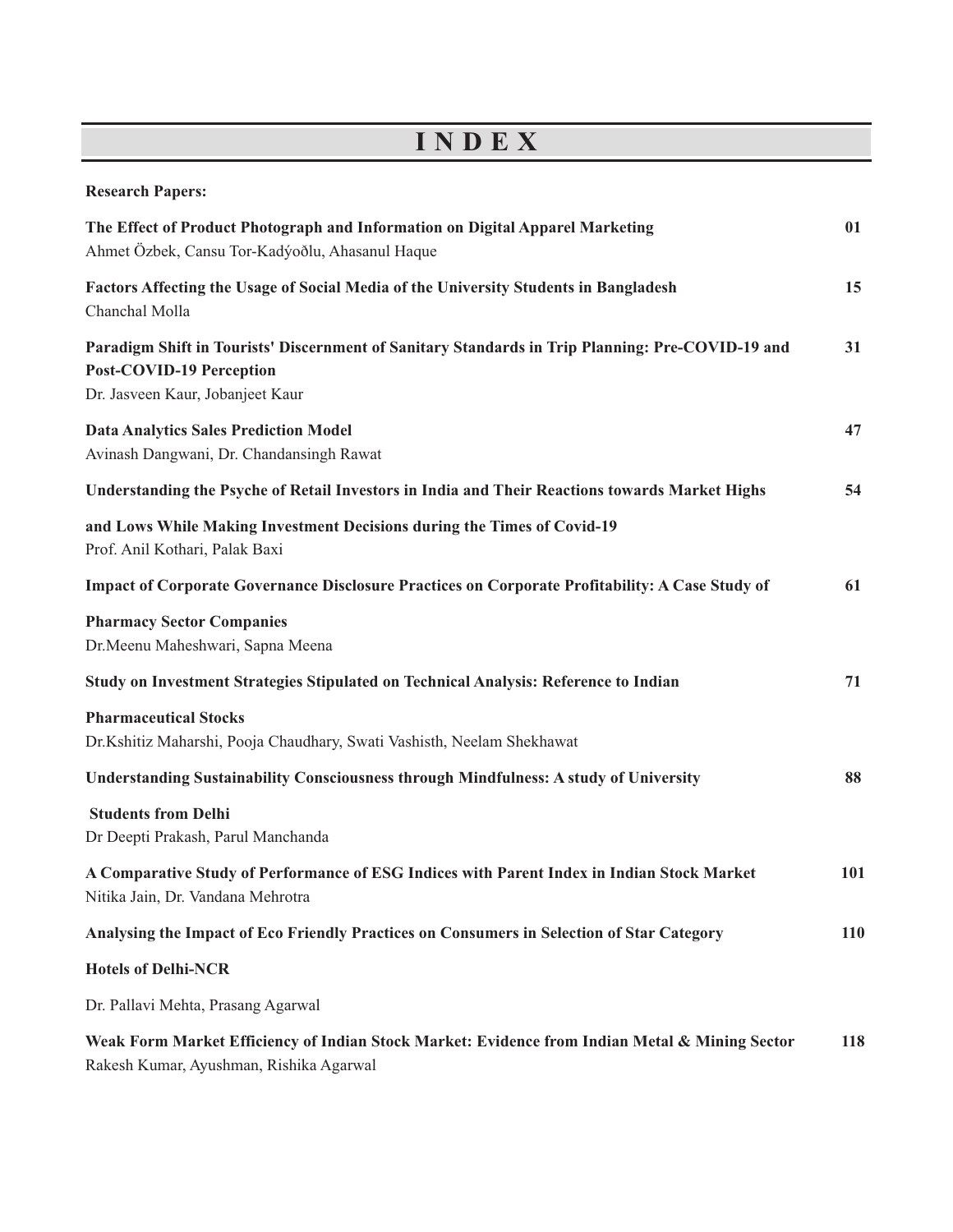# INDEX

**Research Papers:**

| | |
|---|---|
| **The Effect of Product Photograph and Information on Digital Apparel Marketing**<br>Ahmet Özbek, Cansu Tor-Kadýoðlu, Ahasanul Haque | **01** |
| **Factors Affecting the Usage of Social Media of the University Students in Bangladesh**<br>Chanchal Molla | **15** |
| **Paradigm Shift in Tourists' Discernment of Sanitary Standards in Trip Planning: Pre-COVID-19 and Post-COVID-19 Perception**<br>Dr. Jasveen Kaur, Jobanjeet Kaur | **31** |
| **Data Analytics Sales Prediction Model**<br>Avinash Dangwani, Dr. Chandansingh Rawat | **47** |
| **Understanding the Psyche of Retail Investors in India and Their Reactions towards Market Highs and Lows While Making Investment Decisions during the Times of Covid-19**<br>Prof. Anil Kothari, Palak Baxi | **54** |
| **Impact of Corporate Governance Disclosure Practices on Corporate Profitability: A Case Study of Pharmacy Sector Companies**<br>Dr.Meenu Maheshwari, Sapna Meena | **61** |
| **Study on Investment Strategies Stipulated on Technical Analysis: Reference to Indian Pharmaceutical Stocks**<br>Dr.Kshitiz Maharshi, Pooja Chaudhary, Swati Vashisth, Neelam Shekhawat | **71** |
| **Understanding Sustainability Consciousness through Mindfulness: A study of University Students from Delhi**<br>Dr Deepti Prakash, Parul Manchanda | **88** |
| **A Comparative Study of Performance of ESG Indices with Parent Index in Indian Stock Market**<br>Nitika Jain, Dr. Vandana Mehrotra | **101** |
| **Analysing the Impact of Eco Friendly Practices on Consumers in Selection of Star Category Hotels of Delhi-NCR**<br>Dr. Pallavi Mehta, Prasang Agarwal | **110** |
| **Weak Form Market Efficiency of Indian Stock Market: Evidence from Indian Metal & Mining Sector**<br>Rakesh Kumar, Ayushman, Rishika Agarwal | **118** |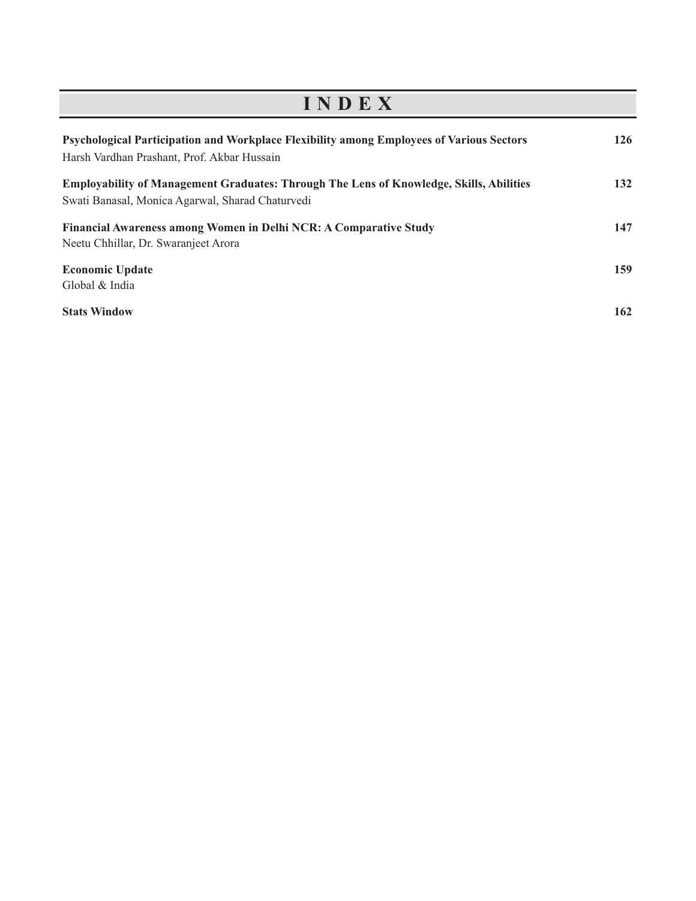# I N D E X

**Psychological Participation and Workplace Flexibility among Employees of Various Sectors** **126**
Harsh Vardhan Prashant, Prof. Akbar Hussain

**Employability of Management Graduates: Through The Lens of Knowledge, Skills, Abilities** **132**
Swati Banasal, Monica Agarwal, Sharad Chaturvedi

**Financial Awareness among Women in Delhi NCR: A Comparative Study** **147**
Neetu Chhillar, Dr. Swaranjeet Arora

**Economic Update** **159**
Global & India

**Stats Window** **162**